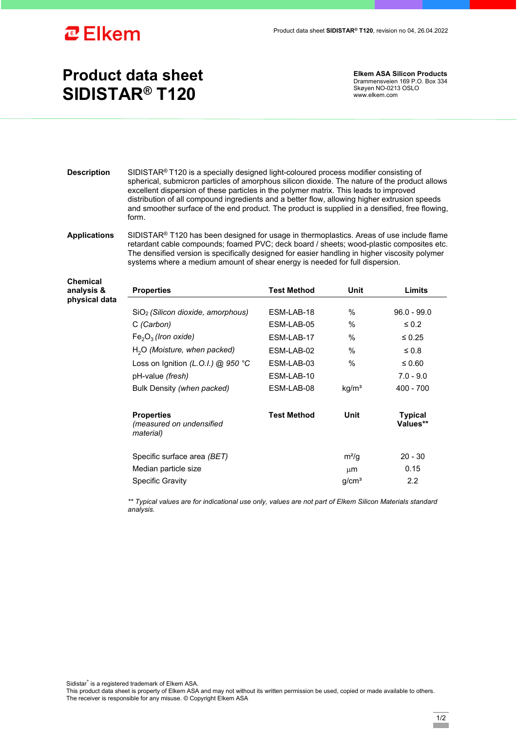# Product data sheet SIDISTAR® T120

**Elkem ASA Silicon Products**
Drammensveien 169 P.O. Box 334
Skøyen NO-0213 OSLO
www.elkem.com

**Description**

SIDISTAR® T120 is a specially designed light-coloured process modifier consisting of spherical, submicron particles of amorphous silicon dioxide. The nature of the product allows excellent dispersion of these particles in the polymer matrix. This leads to improved distribution of all compound ingredients and a better flow, allowing higher extrusion speeds and smoother surface of the end product. The product is supplied in a densified, free flowing, form.

**Applications**

SIDISTAR® T120 has been designed for usage in thermoplastics. Areas of use include flame retardant cable compounds; foamed PVC; deck board / sheets; wood-plastic composites etc. The densified version is specifically designed for easier handling in higher viscosity polymer systems where a medium amount of shear energy is needed for full dispersion.

**Chemical analysis & physical data**

| Properties | Test Method | Unit | Limits |
|---|---|---|---|
| $SiO_2$ *(Silicon dioxide, amorphous)* | ESM-LAB-18 | % | 96.0 - 99.0 |
| C *(Carbon)* | ESM-LAB-05 | % | ≤ 0.2 |
| $Fe_2O_3$ *(Iron oxide)* | ESM-LAB-17 | % | ≤ 0.25 |
| $H_2O$ *(Moisture, when packed)* | ESM-LAB-02 | % | ≤ 0.8 |
| Loss on Ignition *(L.O.I.) @ 950 °C* | ESM-LAB-03 | % | ≤ 0.60 |
| pH-value *(fresh)* | ESM-LAB-10 | | 7.0 - 9.0 |
| Bulk Density *(when packed)* | ESM-LAB-08 | kg/m³ | 400 - 700 |

| Properties *(measured on undensified material)* | Test Method | Unit | Typical Values** |
|---|---|---|---|
| Specific surface area *(BET)* | | m²/g | 20 - 30 |
| Median particle size | | µm | 0.15 |
| Specific Gravity | | g/cm³ | 2.2 |

*** Typical values are for indicational use only, values are not part of Elkem Silicon Materials standard analysis.*

Sidistar® is a registered trademark of Elkem ASA.
This product data sheet is property of Elkem ASA and may not without its written permission be used, copied or made available to others.
The receiver is responsible for any misuse. © Copyright Elkem ASA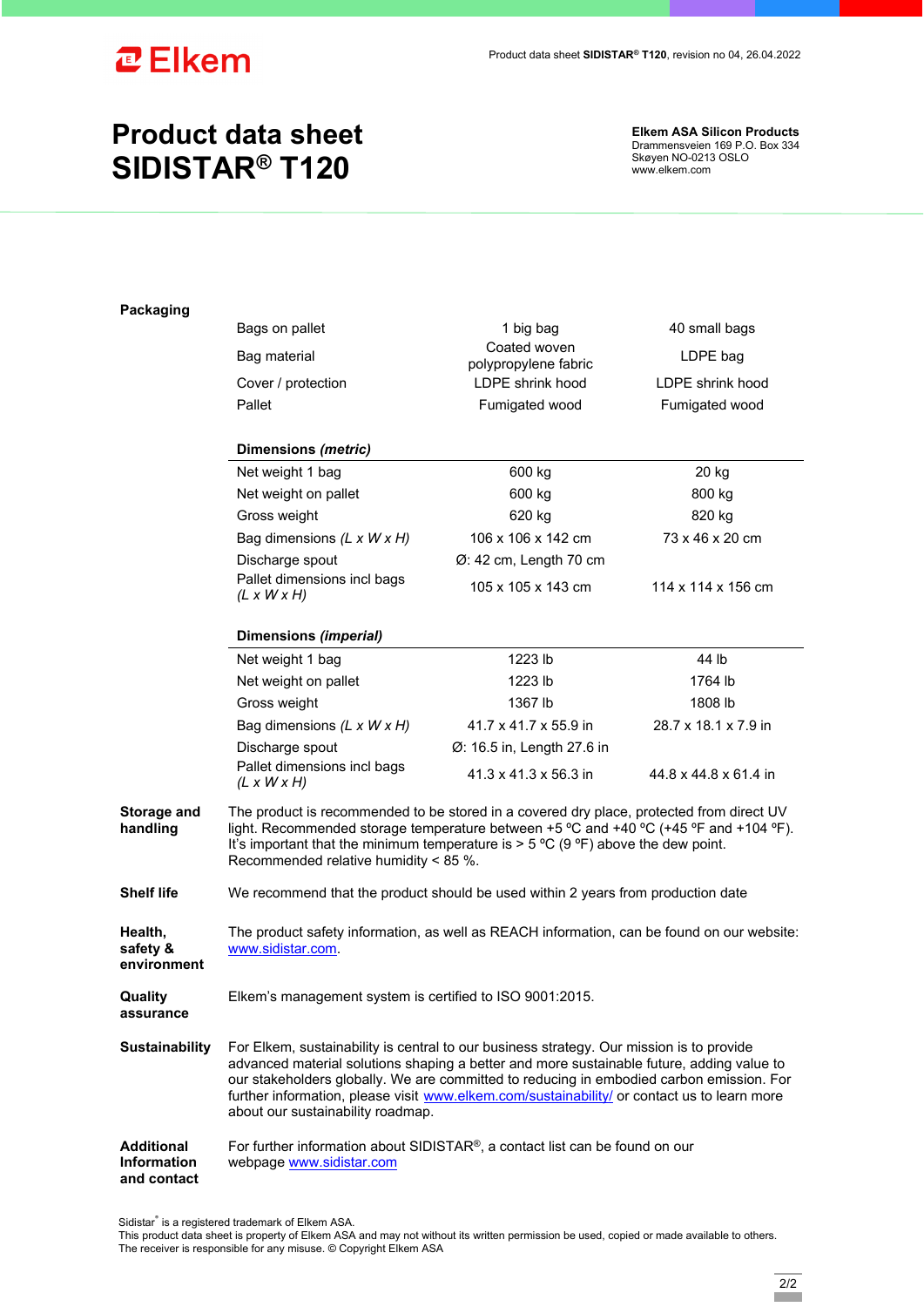# Product data sheet SIDISTAR® T120

**Elkem ASA Silicon Products**
Drammensveien 169 P.O. Box 334
Skøyen NO-0213 OSLO
www.elkem.com

## Packaging

| | | |
|---|---|---|
| Bags on pallet | 1 big bag | 40 small bags |
| Bag material | Coated woven polypropylene fabric | LDPE bag |
| Cover / protection | LDPE shrink hood | LDPE shrink hood |
| Pallet | Fumigated wood | Fumigated wood |

| **Dimensions *(metric)*** | | |
|---|---|---|
| Net weight 1 bag | 600 kg | 20 kg |
| Net weight on pallet | 600 kg | 800 kg |
| Gross weight | 620 kg | 820 kg |
| Bag dimensions *(L x W x H)* | 106 x 106 x 142 cm | 73 x 46 x 20 cm |
| Discharge spout | Ø: 42 cm, Length 70 cm | |
| Pallet dimensions incl bags *(L x W x H)* | 105 x 105 x 143 cm | 114 x 114 x 156 cm |

| **Dimensions *(imperial)*** | | |
|---|---|---|
| Net weight 1 bag | 1223 lb | 44 lb |
| Net weight on pallet | 1223 lb | 1764 lb |
| Gross weight | 1367 lb | 1808 lb |
| Bag dimensions *(L x W x H)* | 41.7 x 41.7 x 55.9 in | 28.7 x 18.1 x 7.9 in |
| Discharge spout | Ø: 16.5 in, Length 27.6 in | |
| Pallet dimensions incl bags *(L x W x H)* | 41.3 x 41.3 x 56.3 in | 44.8 x 44.8 x 61.4 in |

**Storage and handling**

The product is recommended to be stored in a covered dry place, protected from direct UV light. Recommended storage temperature between +5 ºC and +40 ºC (+45 ºF and +104 ºF). It's important that the minimum temperature is > 5 ºC (9 ºF) above the dew point. Recommended relative humidity < 85 %.

**Shelf life**

We recommend that the product should be used within 2 years from production date

**Health, safety & environment**

The product safety information, as well as REACH information, can be found on our website: www.sidistar.com.

**Quality assurance**

Elkem's management system is certified to ISO 9001:2015.

**Sustainability**

For Elkem, sustainability is central to our business strategy. Our mission is to provide advanced material solutions shaping a better and more sustainable future, adding value to our stakeholders globally. We are committed to reducing in embodied carbon emission. For further information, please visit www.elkem.com/sustainability/ or contact us to learn more about our sustainability roadmap.

**Additional Information and contact**

For further information about SIDISTAR®, a contact list can be found on our webpage www.sidistar.com

Sidistar® is a registered trademark of Elkem ASA.
This product data sheet is property of Elkem ASA and may not without its written permission be used, copied or made available to others. The receiver is responsible for any misuse. © Copyright Elkem ASA